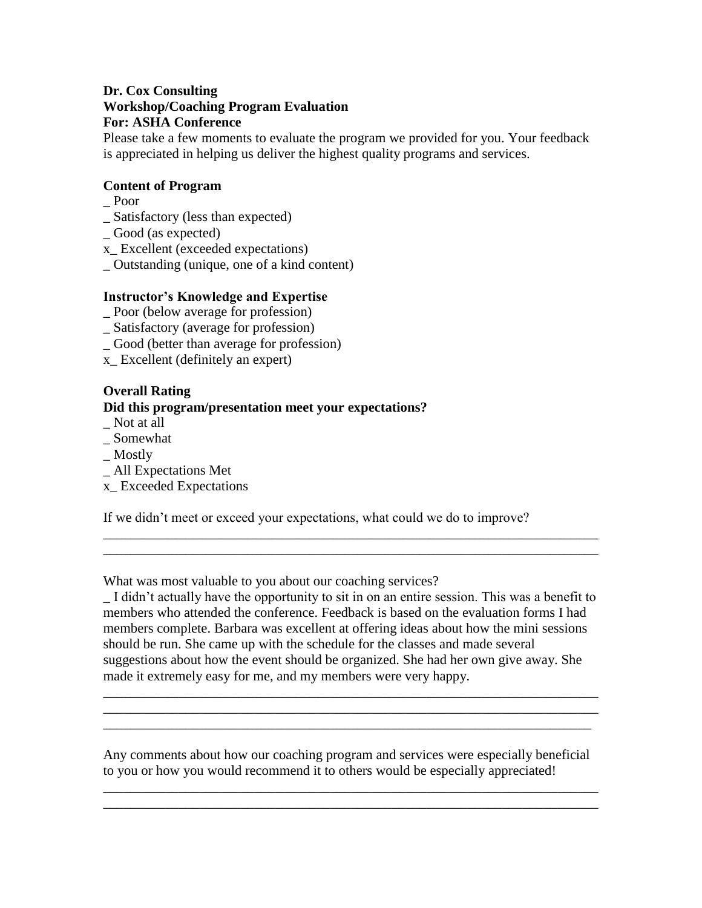**Dr. Cox Consulting**
**Workshop/Coaching Program Evaluation**
**For: ASHA Conference**

Please take a few moments to evaluate the program we provided for you. Your feedback is appreciated in helping us deliver the highest quality programs and services.

**Content of Program**

_ Poor
_ Satisfactory (less than expected)
_ Good (as expected)
x_ Excellent (exceeded expectations)
_ Outstanding (unique, one of a kind content)

**Instructor's Knowledge and Expertise**

_ Poor (below average for profession)
_ Satisfactory (average for profession)
_ Good (better than average for profession)
x_ Excellent (definitely an expert)

**Overall Rating**
**Did this program/presentation meet your expectations?**

_ Not at all
_ Somewhat
_ Mostly
_ All Expectations Met
x_ Exceeded Expectations

If we didn't meet or exceed your expectations, what could we do to improve?

___________________________________________________________________________
___________________________________________________________________________

What was most valuable to you about our coaching services?

_ I didn't actually have the opportunity to sit in on an entire session. This was a benefit to members who attended the conference. Feedback is based on the evaluation forms I had members complete. Barbara was excellent at offering ideas about how the mini sessions should be run. She came up with the schedule for the classes and made several suggestions about how the event should be organized. She had her own give away. She made it extremely easy for me, and my members were very happy.

___________________________________________________________________________
___________________________________________________________________________
___________________________________________________________________________

Any comments about how our coaching program and services were especially beneficial to you or how you would recommend it to others would be especially appreciated!

___________________________________________________________________________
___________________________________________________________________________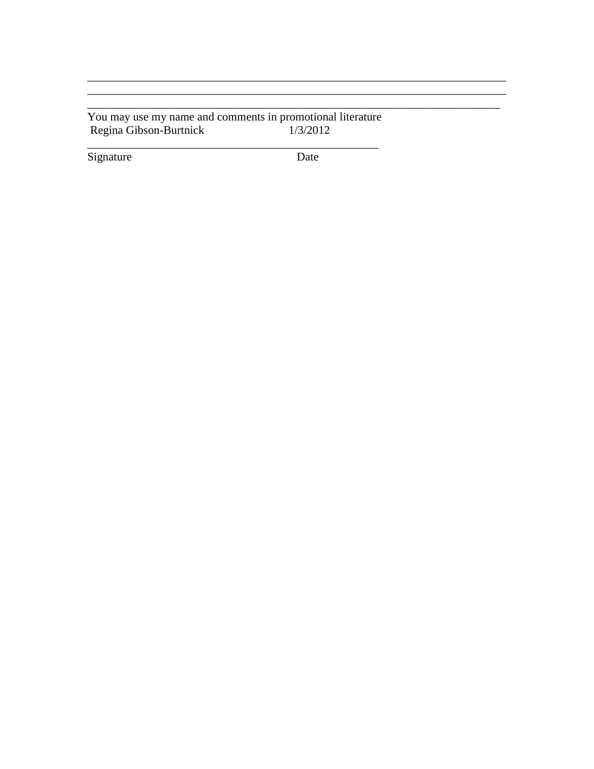\_\_\_\_\_\_\_\_\_\_\_\_\_\_\_\_\_\_\_\_\_\_\_\_\_\_\_\_\_\_\_\_\_\_\_\_\_\_\_\_\_\_\_\_\_\_\_\_\_\_\_\_\_\_\_\_\_\_\_\_\_\_\_\_\_\_\_\_\_\_\_\_\_\_\_\_\_\_\_\_\_\_\_\_\_\_\_\_
\_\_\_\_\_\_\_\_\_\_\_\_\_\_\_\_\_\_\_\_\_\_\_\_\_\_\_\_\_\_\_\_\_\_\_\_\_\_\_\_\_\_\_\_\_\_\_\_\_\_\_\_\_\_\_\_\_\_\_\_\_\_\_\_\_\_\_\_\_\_\_\_\_\_\_\_\_\_\_\_\_\_\_\_\_\_\_\_
\_\_\_\_\_\_\_\_\_\_\_\_\_\_\_\_\_\_\_\_\_\_\_\_\_\_\_\_\_\_\_\_\_\_\_\_\_\_\_\_\_\_\_\_\_\_\_\_\_\_\_\_\_\_\_\_\_\_\_\_\_\_\_\_\_\_\_\_\_\_\_\_\_\_\_\_\_\_\_\_\_\_\_\_\_\_\_

You may use my name and comments in promotional literature

Regina Gibson-Burtnick 1/3/2012

\_\_\_\_\_\_\_\_\_\_\_\_\_\_\_\_\_\_\_\_\_\_\_\_\_\_\_\_\_\_\_\_\_\_\_\_\_\_\_\_\_\_\_\_\_\_\_\_\_\_\_\_\_\_\_\_
Signature Date